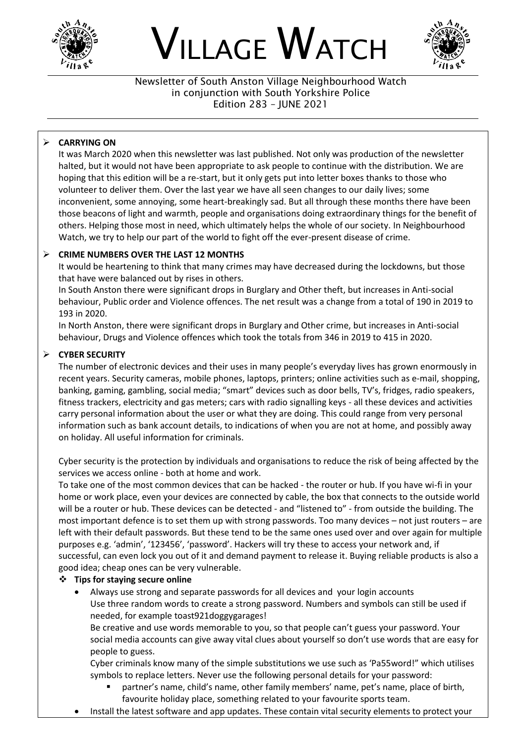# VILLAGE WATCH

Newsletter of South Anston Village Neighbourhood Watch
in conjunction with South Yorkshire Police
Edition 283 – JUNE 2021

## CARRYING ON

It was March 2020 when this newsletter was last published. Not only was production of the newsletter halted, but it would not have been appropriate to ask people to continue with the distribution. We are hoping that this edition will be a re-start, but it only gets put into letter boxes thanks to those who volunteer to deliver them. Over the last year we have all seen changes to our daily lives; some inconvenient, some annoying, some heart-breakingly sad. But all through these months there have been those beacons of light and warmth, people and organisations doing extraordinary things for the benefit of others. Helping those most in need, which ultimately helps the whole of our society. In Neighbourhood Watch, we try to help our part of the world to fight off the ever-present disease of crime.

## CRIME NUMBERS OVER THE LAST 12 MONTHS

It would be heartening to think that many crimes may have decreased during the lockdowns, but those that have were balanced out by rises in others.

In South Anston there were significant drops in Burglary and Other theft, but increases in Anti-social behaviour, Public order and Violence offences. The net result was a change from a total of 190 in 2019 to 193 in 2020.

In North Anston, there were significant drops in Burglary and Other crime, but increases in Anti-social behaviour, Drugs and Violence offences which took the totals from 346 in 2019 to 415 in 2020.

## CYBER SECURITY

The number of electronic devices and their uses in many people's everyday lives has grown enormously in recent years. Security cameras, mobile phones, laptops, printers; online activities such as e-mail, shopping, banking, gaming, gambling, social media; "smart" devices such as door bells, TV's, fridges, radio speakers, fitness trackers, electricity and gas meters; cars with radio signalling keys - all these devices and activities carry personal information about the user or what they are doing. This could range from very personal information such as bank account details, to indications of when you are not at home, and possibly away on holiday. All useful information for criminals.

Cyber security is the protection by individuals and organisations to reduce the risk of being affected by the services we access online - both at home and work.

To take one of the most common devices that can be hacked - the router or hub. If you have wi-fi in your home or work place, even your devices are connected by cable, the box that connects to the outside world will be a router or hub. These devices can be detected - and "listened to" - from outside the building. The most important defence is to set them up with strong passwords. Too many devices – not just routers – are left with their default passwords. But these tend to be the same ones used over and over again for multiple purposes e.g. 'admin', '123456', 'password'. Hackers will try these to access your network and, if successful, can even lock you out of it and demand payment to release it. Buying reliable products is also a good idea; cheap ones can be very vulnerable.

### Tips for staying secure online

- Always use strong and separate passwords for all devices and your login accounts
  Use three random words to create a strong password. Numbers and symbols can still be used if needed, for example toast921doggygarages!
  Be creative and use words memorable to you, so that people can't guess your password. Your social media accounts can give away vital clues about yourself so don't use words that are easy for people to guess.
  Cyber criminals know many of the simple substitutions we use such as 'Pa55word!" which utilises symbols to replace letters. Never use the following personal details for your password:
    - partner's name, child's name, other family members' name, pet's name, place of birth, favourite holiday place, something related to your favourite sports team.
- Install the latest software and app updates. These contain vital security elements to protect your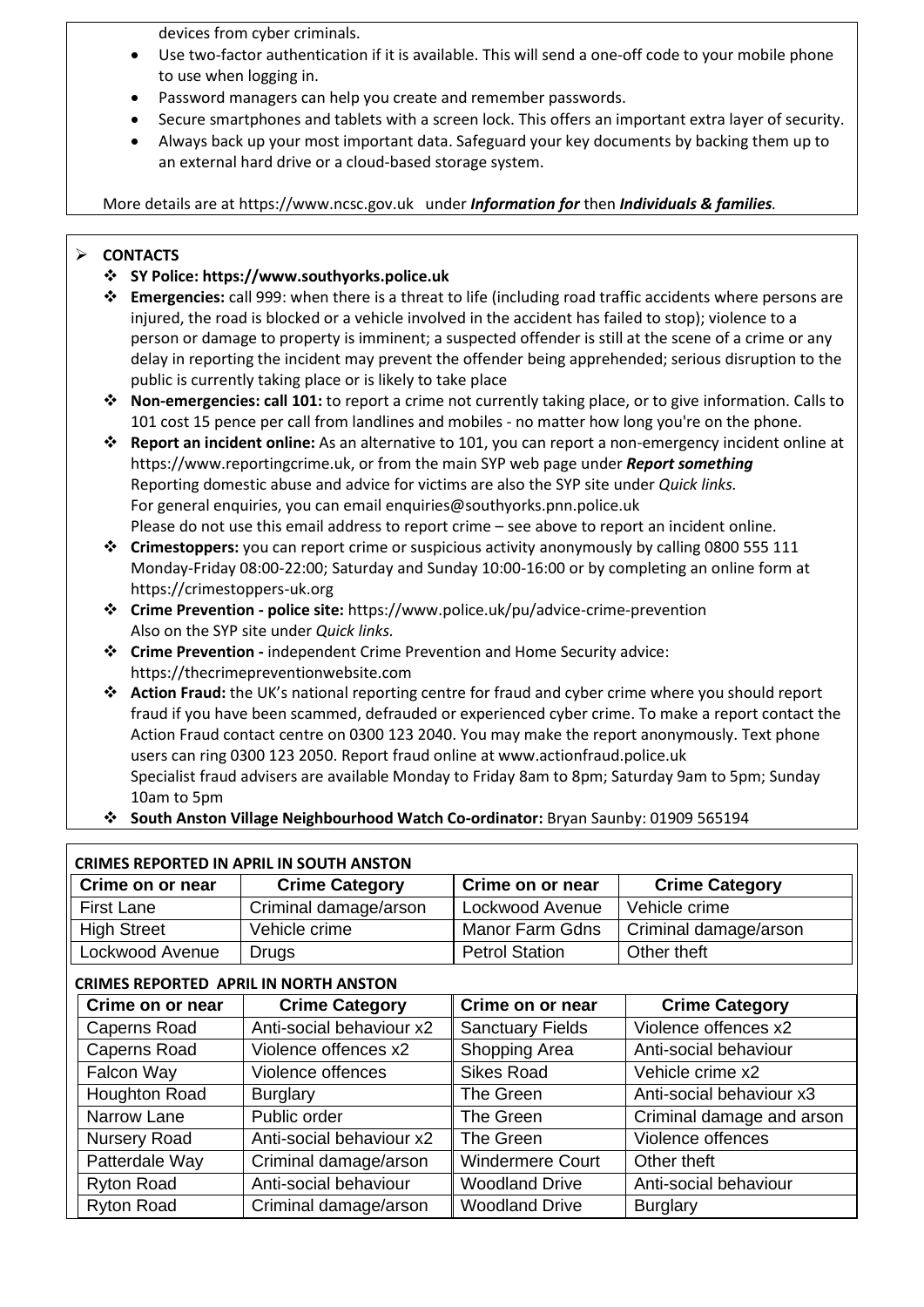devices from cyber criminals.

- Use two-factor authentication if it is available. This will send a one-off code to your mobile phone to use when logging in.
- Password managers can help you create and remember passwords.
- Secure smartphones and tablets with a screen lock. This offers an important extra layer of security.
- Always back up your most important data. Safeguard your key documents by backing them up to an external hard drive or a cloud-based storage system.

More details are at https://www.ncsc.gov.uk under ***Information for*** then ***Individuals & families.***

- **CONTACTS**
  - **SY Police: https://www.southyorks.police.uk**
  - **Emergencies:** call 999: when there is a threat to life (including road traffic accidents where persons are injured, the road is blocked or a vehicle involved in the accident has failed to stop); violence to a person or damage to property is imminent; a suspected offender is still at the scene of a crime or any delay in reporting the incident may prevent the offender being apprehended; serious disruption to the public is currently taking place or is likely to take place
  - **Non-emergencies: call 101:** to report a crime not currently taking place, or to give information. Calls to 101 cost 15 pence per call from landlines and mobiles - no matter how long you're on the phone.
  - **Report an incident online:** As an alternative to 101, you can report a non-emergency incident online at https://www.reportingcrime.uk, or from the main SYP web page under ***Report something***
    Reporting domestic abuse and advice for victims are also the SYP site under *Quick links.*
    For general enquiries, you can email enquiries@southyorks.pnn.police.uk
    Please do not use this email address to report crime – see above to report an incident online.
  - **Crimestoppers:** you can report crime or suspicious activity anonymously by calling 0800 555 111 Monday-Friday 08:00-22:00; Saturday and Sunday 10:00-16:00 or by completing an online form at https://crimestoppers-uk.org
  - **Crime Prevention - police site:** https://www.police.uk/pu/advice-crime-prevention
    Also on the SYP site under *Quick links.*
  - **Crime Prevention -** independent Crime Prevention and Home Security advice: https://thecrimepreventionwebsite.com
  - **Action Fraud:** the UK's national reporting centre for fraud and cyber crime where you should report fraud if you have been scammed, defrauded or experienced cyber crime. To make a report contact the Action Fraud contact centre on 0300 123 2040. You may make the report anonymously. Text phone users can ring 0300 123 2050. Report fraud online at www.actionfraud.police.uk
    Specialist fraud advisers are available Monday to Friday 8am to 8pm; Saturday 9am to 5pm; Sunday 10am to 5pm
  - **South Anston Village Neighbourhood Watch Co-ordinator:** Bryan Saunby: 01909 565194

**CRIMES REPORTED IN APRIL IN SOUTH ANSTON**

| Crime on or near | Crime Category | Crime on or near | Crime Category |
|---|---|---|---|
| First Lane | Criminal damage/arson | Lockwood Avenue | Vehicle crime |
| High Street | Vehicle crime | Manor Farm Gdns | Criminal damage/arson |
| Lockwood Avenue | Drugs | Petrol Station | Other theft |

**CRIMES REPORTED APRIL IN NORTH ANSTON**

| Crime on or near | Crime Category | Crime on or near | Crime Category |
|---|---|---|---|
| Capers Road | Anti-social behaviour x2 | Sanctuary Fields | Violence offences x2 |
| Capers Road | Violence offences x2 | Shopping Area | Anti-social behaviour |
| Falcon Way | Violence offences | Sikes Road | Vehicle crime x2 |
| Houghton Road | Burglary | The Green | Anti-social behaviour x3 |
| Narrow Lane | Public order | The Green | Criminal damage and arson |
| Nursery Road | Anti-social behaviour x2 | The Green | Violence offences |
| Patterdale Way | Criminal damage/arson | Windermere Court | Other theft |
| Ryton Road | Anti-social behaviour | Woodland Drive | Anti-social behaviour |
| Ryton Road | Criminal damage/arson | Woodland Drive | Burglary |